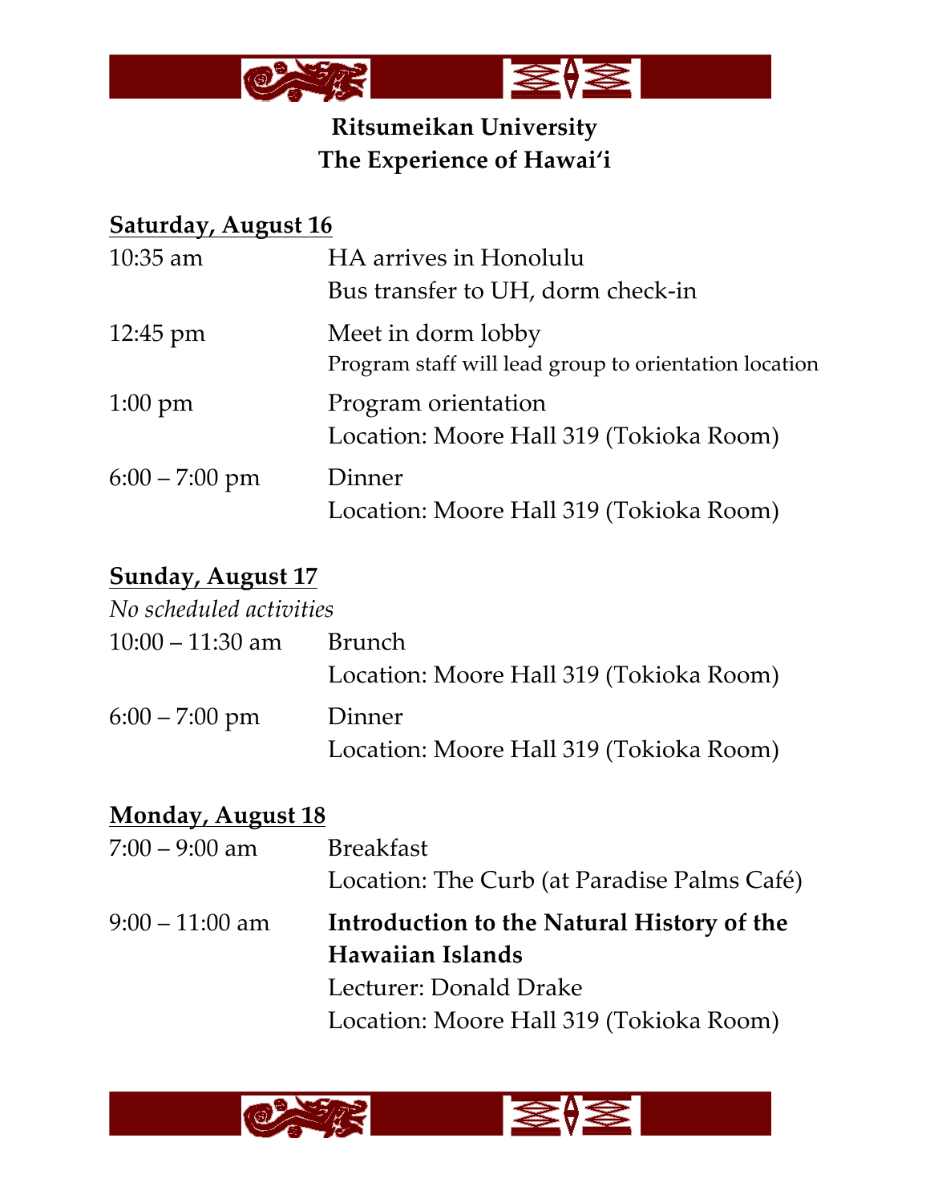**Ritsumeikan University**
**The Experience of Hawaiʻi**

**Saturday, August 16**

10:35 am — HA arrives in Honolulu
Bus transfer to UH, dorm check-in

12:45 pm — Meet in dorm lobby
Program staff will lead group to orientation location

1:00 pm — Program orientation
Location: Moore Hall 319 (Tokioka Room)

6:00 – 7:00 pm — Dinner
Location: Moore Hall 319 (Tokioka Room)

**Sunday, August 17**

*No scheduled activities*

10:00 – 11:30 am — Brunch
Location: Moore Hall 319 (Tokioka Room)

6:00 – 7:00 pm — Dinner
Location: Moore Hall 319 (Tokioka Room)

**Monday, August 18**

7:00 – 9:00 am — Breakfast
Location: The Curb (at Paradise Palms Café)

9:00 – 11:00 am — **Introduction to the Natural History of the Hawaiian Islands**
Lecturer: Donald Drake
Location: Moore Hall 319 (Tokioka Room)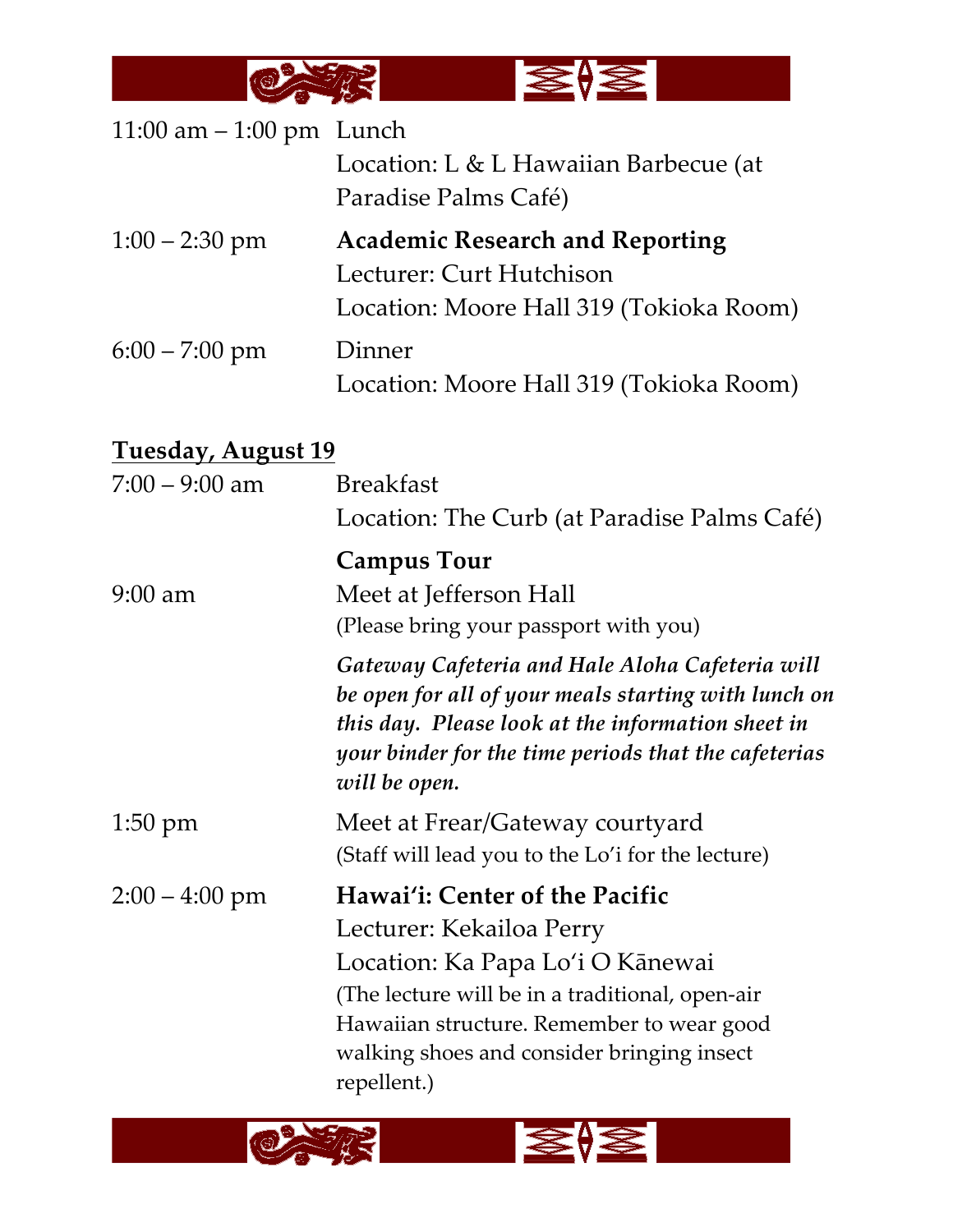11:00 am – 1:00 pm Lunch
Location: L & L Hawaiian Barbecue (at Paradise Palms Café)

1:00 – 2:30 pm **Academic Research and Reporting**
Lecturer: Curt Hutchison
Location: Moore Hall 319 (Tokioka Room)

6:00 – 7:00 pm Dinner
Location: Moore Hall 319 (Tokioka Room)

## Tuesday, August 19

7:00 – 9:00 am Breakfast
Location: The Curb (at Paradise Palms Café)

**Campus Tour**

9:00 am Meet at Jefferson Hall
(Please bring your passport with you)

***Gateway Cafeteria and Hale Aloha Cafeteria will be open for all of your meals starting with lunch on this day. Please look at the information sheet in your binder for the time periods that the cafeterias will be open.***

1:50 pm Meet at Frear/Gateway courtyard
(Staff will lead you to the Lo'i for the lecture)

2:00 – 4:00 pm **Hawai'i: Center of the Pacific**
Lecturer: Kekailoa Perry
Location: Ka Papa Lo'i O Kānewai
(The lecture will be in a traditional, open-air Hawaiian structure. Remember to wear good walking shoes and consider bringing insect repellent.)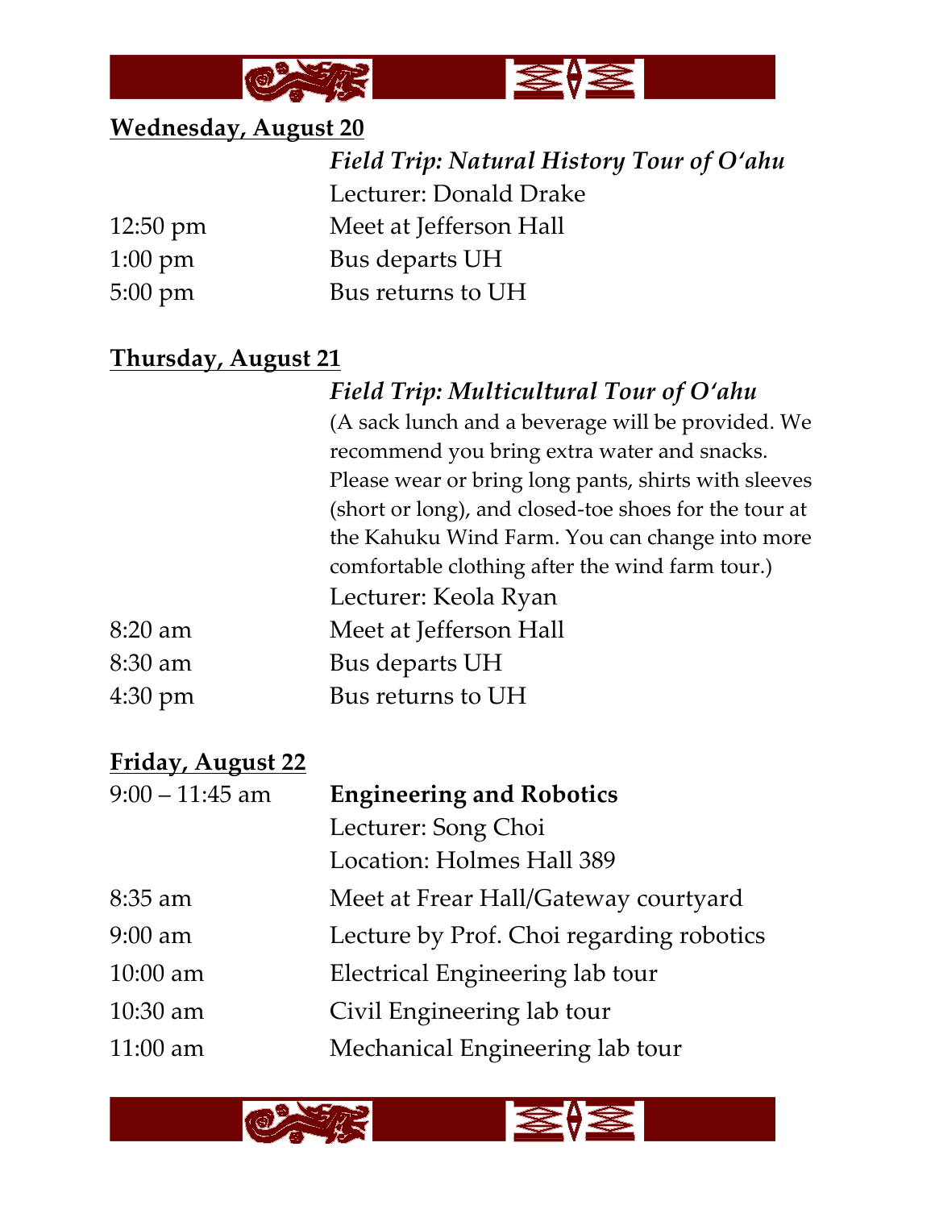**Wednesday, August 20**

| | |
|---|---|
| | ***Field Trip: Natural History Tour of O'ahu*** |
| | Lecturer: Donald Drake |
| 12:50 pm | Meet at Jefferson Hall |
| 1:00 pm | Bus departs UH |
| 5:00 pm | Bus returns to UH |

**Thursday, August 21**

| | |
|---|---|
| | ***Field Trip: Multicultural Tour of O'ahu*** |
| | (A sack lunch and a beverage will be provided. We recommend you bring extra water and snacks. Please wear or bring long pants, shirts with sleeves (short or long), and closed-toe shoes for the tour at the Kahuku Wind Farm. You can change into more comfortable clothing after the wind farm tour.) |
| | Lecturer: Keola Ryan |
| 8:20 am | Meet at Jefferson Hall |
| 8:30 am | Bus departs UH |
| 4:30 pm | Bus returns to UH |

**Friday, August 22**

| | |
|---|---|
| 9:00 – 11:45 am | **Engineering and Robotics** |
| | Lecturer: Song Choi |
| | Location: Holmes Hall 389 |
| 8:35 am | Meet at Frear Hall/Gateway courtyard |
| 9:00 am | Lecture by Prof. Choi regarding robotics |
| 10:00 am | Electrical Engineering lab tour |
| 10:30 am | Civil Engineering lab tour |
| 11:00 am | Mechanical Engineering lab tour |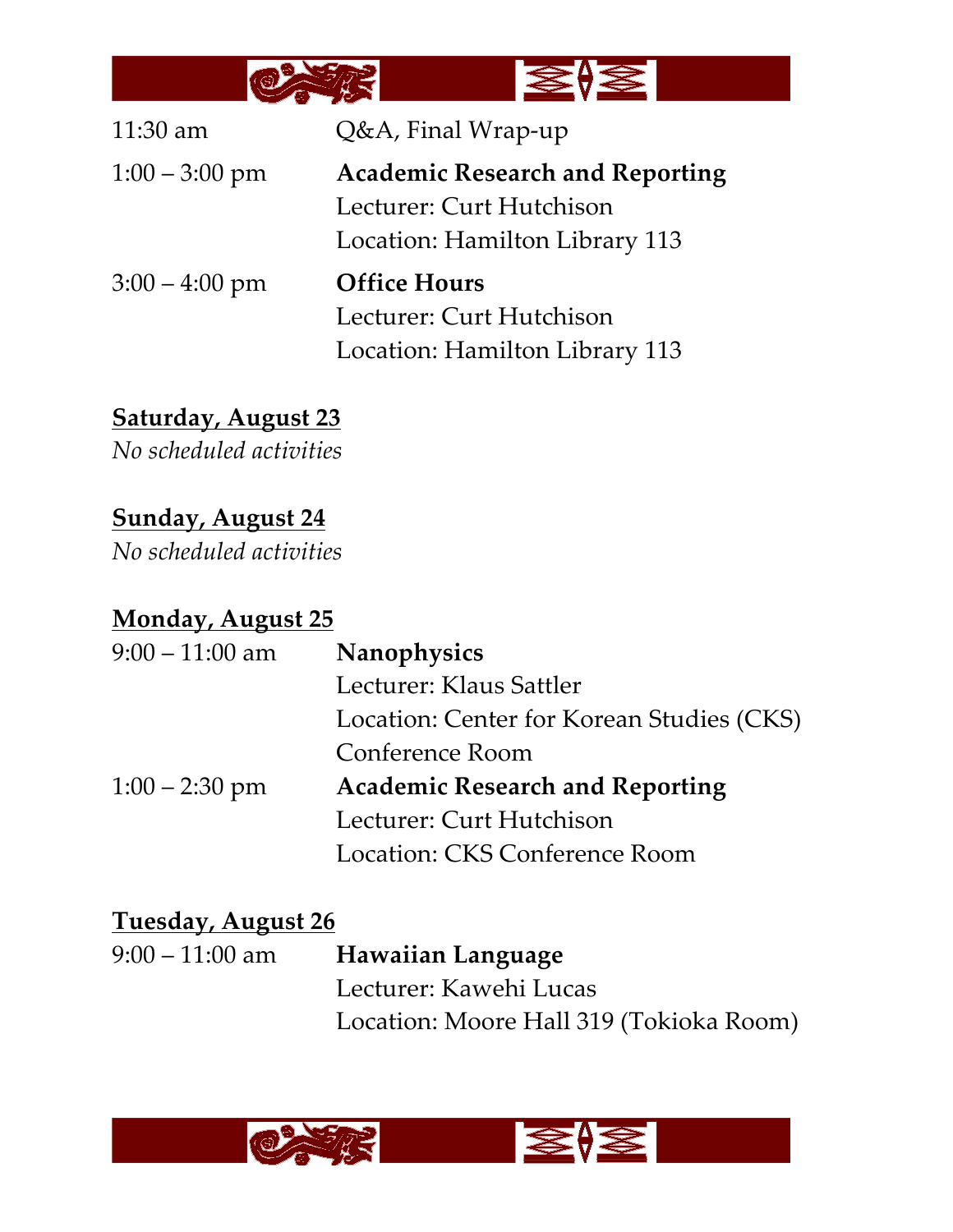11:30 am Q&A, Final Wrap-up

1:00 – 3:00 pm **Academic Research and Reporting**
Lecturer: Curt Hutchison
Location: Hamilton Library 113

3:00 – 4:00 pm **Office Hours**
Lecturer: Curt Hutchison
Location: Hamilton Library 113

**Saturday, August 23**

*No scheduled activities*

**Sunday, August 24**

*No scheduled activities*

**Monday, August 25**

9:00 – 11:00 am **Nanophysics**
Lecturer: Klaus Sattler
Location: Center for Korean Studies (CKS) Conference Room

1:00 – 2:30 pm **Academic Research and Reporting**
Lecturer: Curt Hutchison
Location: CKS Conference Room

**Tuesday, August 26**

9:00 – 11:00 am **Hawaiian Language**
Lecturer: Kawehi Lucas
Location: Moore Hall 319 (Tokioka Room)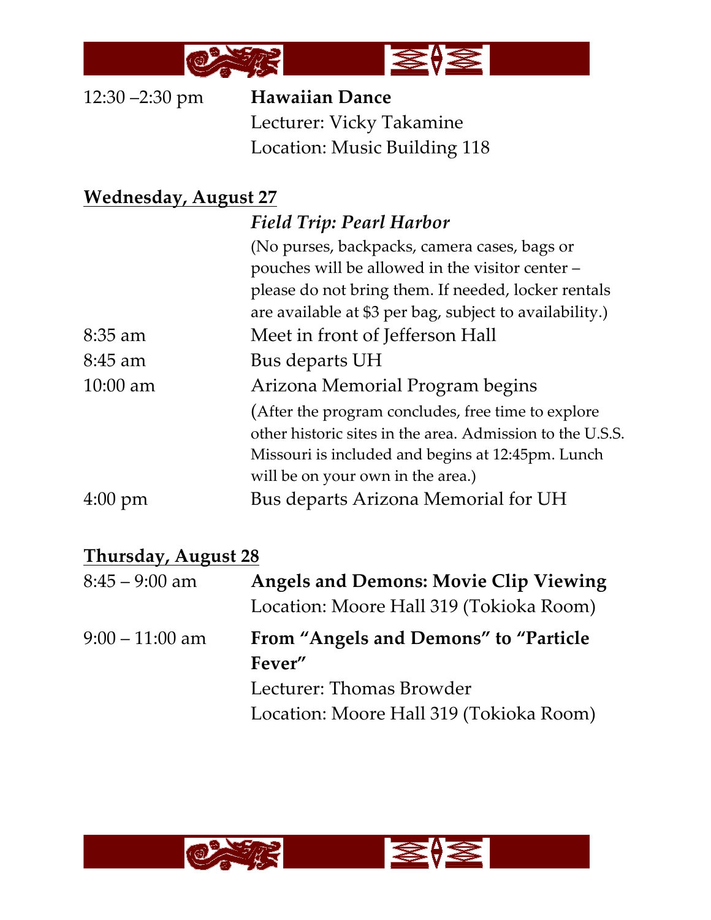12:30 –2:30 pm **Hawaiian Dance**
Lecturer: Vicky Takamine
Location: Music Building 118

**Wednesday, August 27**

*Field Trip: Pearl Harbor*

(No purses, backpacks, camera cases, bags or pouches will be allowed in the visitor center – please do not bring them. If needed, locker rentals are available at $3 per bag, subject to availability.)

8:35 am Meet in front of Jefferson Hall

8:45 am Bus departs UH

10:00 am Arizona Memorial Program begins

(After the program concludes, free time to explore other historic sites in the area. Admission to the U.S.S. Missouri is included and begins at 12:45pm. Lunch will be on your own in the area.)

4:00 pm Bus departs Arizona Memorial for UH

**Thursday, August 28**

8:45 – 9:00 am **Angels and Demons: Movie Clip Viewing**
Location: Moore Hall 319 (Tokioka Room)

9:00 – 11:00 am **From "Angels and Demons" to "Particle Fever"**
Lecturer: Thomas Browder
Location: Moore Hall 319 (Tokioka Room)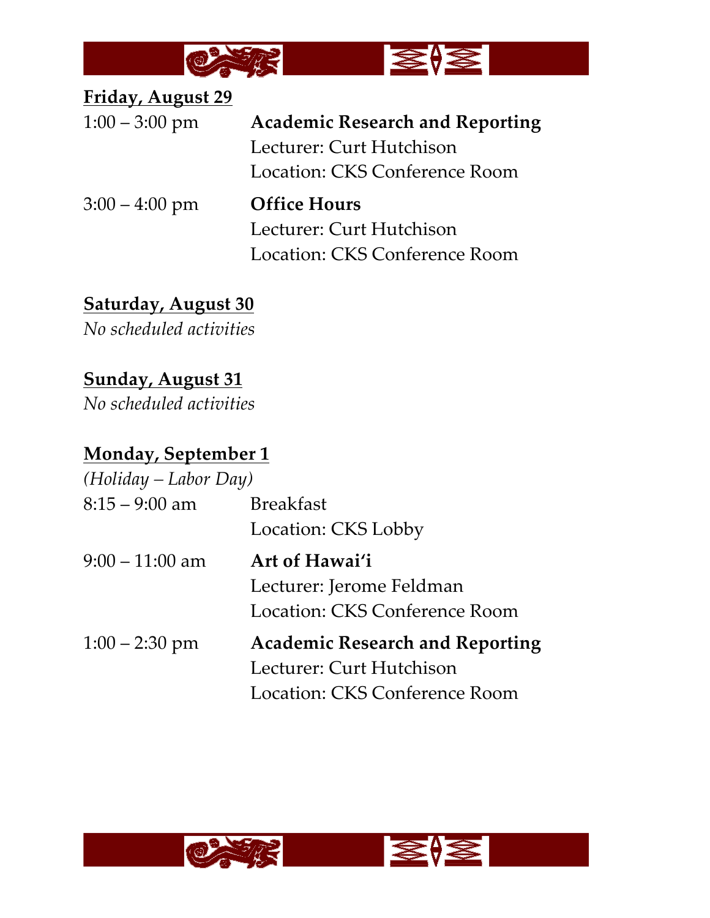**Friday, August 29**

1:00 – 3:00 pm	**Academic Research and Reporting**
Lecturer: Curt Hutchison
Location: CKS Conference Room

3:00 – 4:00 pm	**Office Hours**
Lecturer: Curt Hutchison
Location: CKS Conference Room

**Saturday, August 30**

*No scheduled activities*

**Sunday, August 31**

*No scheduled activities*

**Monday, September 1**

*(Holiday – Labor Day)*

8:15 – 9:00 am	Breakfast
Location: CKS Lobby

9:00 – 11:00 am	**Art of Hawai'i**
Lecturer: Jerome Feldman
Location: CKS Conference Room

1:00 – 2:30 pm	**Academic Research and Reporting**
Lecturer: Curt Hutchison
Location: CKS Conference Room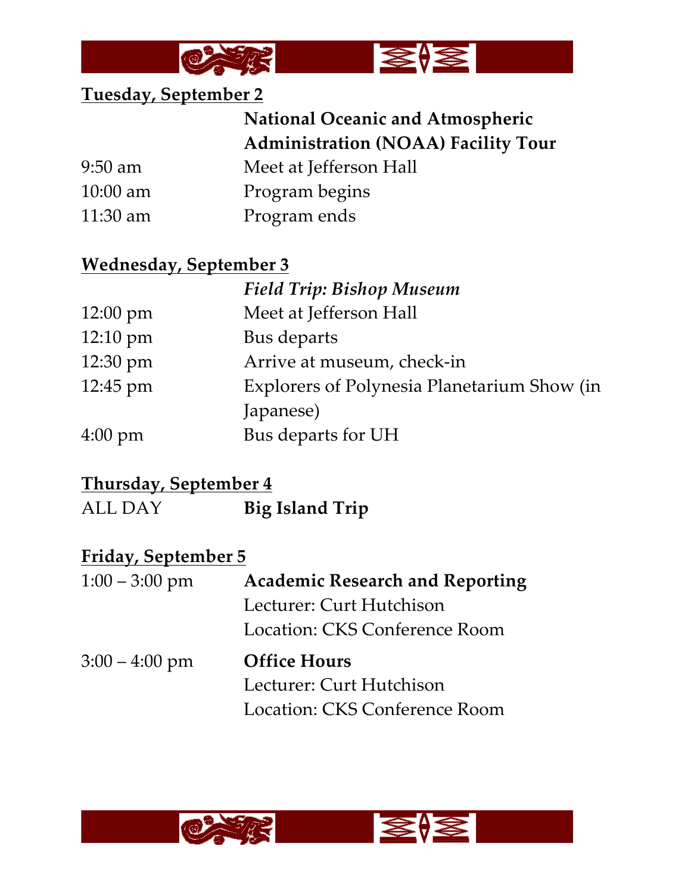**Tuesday, September 2**

| | |
|---|---|
| | **National Oceanic and Atmospheric Administration (NOAA) Facility Tour** |
| 9:50 am | Meet at Jefferson Hall |
| 10:00 am | Program begins |
| 11:30 am | Program ends |

**Wednesday, September 3**

| | |
|---|---|
| | ***Field Trip: Bishop Museum*** |
| 12:00 pm | Meet at Jefferson Hall |
| 12:10 pm | Bus departs |
| 12:30 pm | Arrive at museum, check-in |
| 12:45 pm | Explorers of Polynesia Planetarium Show (in Japanese) |
| 4:00 pm | Bus departs for UH |

**Thursday, September 4**

| | |
|---|---|
| ALL DAY | **Big Island Trip** |

**Friday, September 5**

| | |
|---|---|
| 1:00 – 3:00 pm | **Academic Research and Reporting**<br>Lecturer: Curt Hutchison<br>Location: CKS Conference Room |
| 3:00 – 4:00 pm | **Office Hours**<br>Lecturer: Curt Hutchison<br>Location: CKS Conference Room |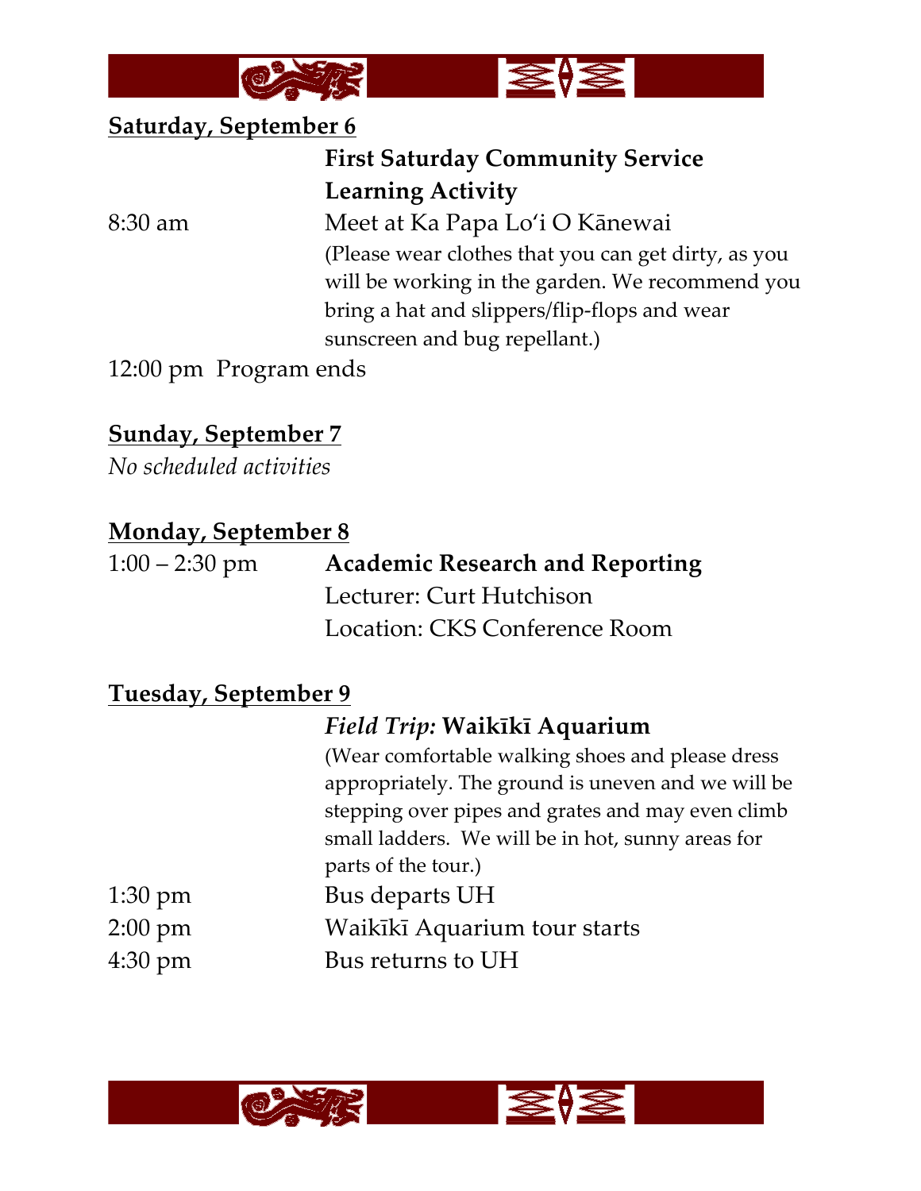**Saturday, September 6**

**First Saturday Community Service Learning Activity**

8:30 am Meet at Ka Papa Loʻi O Kānewai

(Please wear clothes that you can get dirty, as you will be working in the garden. We recommend you bring a hat and slippers/flip-flops and wear sunscreen and bug repellant.)

12:00 pm Program ends

**Sunday, September 7**

*No scheduled activities*

**Monday, September 8**

1:00 – 2:30 pm **Academic Research and Reporting**

Lecturer: Curt Hutchison

Location: CKS Conference Room

**Tuesday, September 9**

*Field Trip:* **Waikīkī Aquarium**

(Wear comfortable walking shoes and please dress appropriately. The ground is uneven and we will be stepping over pipes and grates and may even climb small ladders. We will be in hot, sunny areas for parts of the tour.)

1:30 pm Bus departs UH

2:00 pm Waikīkī Aquarium tour starts

4:30 pm Bus returns to UH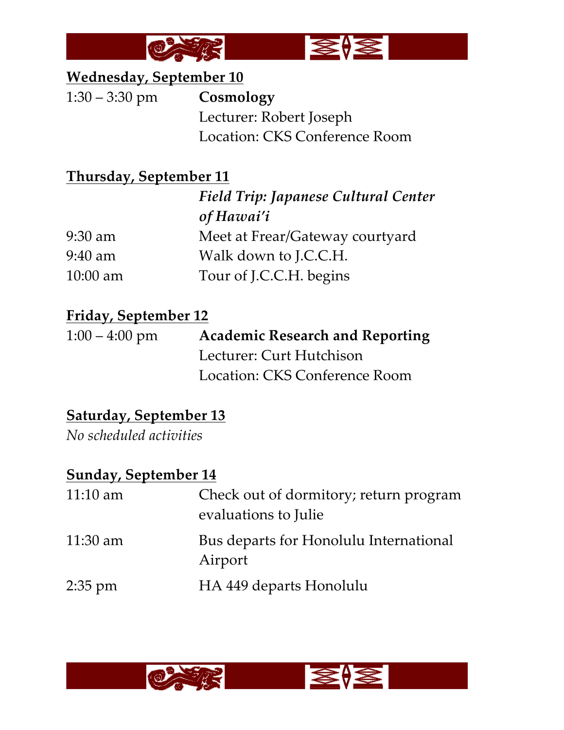**<u>Wednesday, September 10</u>**

| | |
|---|---|
| 1:30 – 3:30 pm | **Cosmology**<br>Lecturer: Robert Joseph<br>Location: CKS Conference Room |

**<u>Thursday, September 11</u>**

| | |
|---|---|
| | ***Field Trip: Japanese Cultural Center of Hawai'i*** |
| 9:30 am | Meet at Frear/Gateway courtyard |
| 9:40 am | Walk down to J.C.C.H. |
| 10:00 am | Tour of J.C.C.H. begins |

**<u>Friday, September 12</u>**

| | |
|---|---|
| 1:00 – 4:00 pm | **Academic Research and Reporting**<br>Lecturer: Curt Hutchison<br>Location: CKS Conference Room |

**<u>Saturday, September 13</u>**

*No scheduled activities*

**<u>Sunday, September 14</u>**

| | |
|---|---|
| 11:10 am | Check out of dormitory; return program evaluations to Julie |
| 11:30 am | Bus departs for Honolulu International Airport |
| 2:35 pm | HA 449 departs Honolulu |